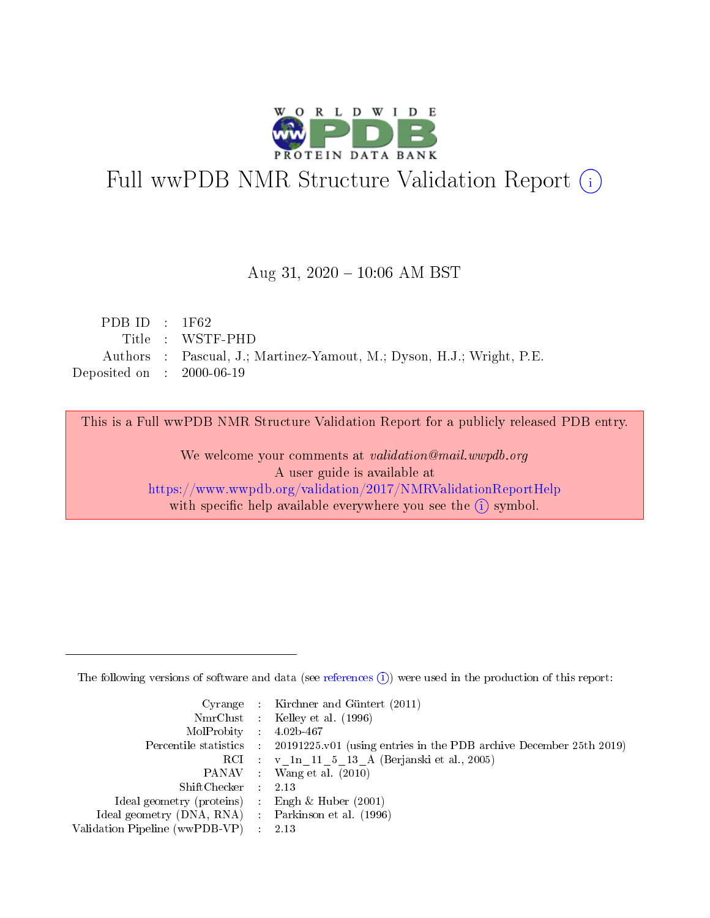# Full wwPDB NMR Structure Validation Report (i)

Aug 31, 2020 – 10:06 AM BST

| | | |
|---|---|---|
| PDB ID | : | 1F62 |
| Title | : | WSTF-PHD |
| Authors | : | Pascual, J.; Martinez-Yamout, M.; Dyson, H.J.; Wright, P.E. |
| Deposited on | : | 2000-06-19 |

This is a Full wwPDB NMR Structure Validation Report for a publicly released PDB entry.

We welcome your comments at *validation@mail.wwpdb.org*
A user guide is available at
https://www.wwpdb.org/validation/2017/NMRValidationReportHelp
with specific help available everywhere you see the (i) symbol.

The following versions of software and data (see references (i)) were used in the production of this report:

| | | |
|---|---|---|
| Cyrange | : | Kirchner and Güntert (2011) |
| NmrClust | : | Kelley et al. (1996) |
| MolProbity | : | 4.02b-467 |
| Percentile statistics | : | 20191225.v01 (using entries in the PDB archive December 25th 2019) |
| RCI | : | v_1n_11_5_13_A (Berjanski et al., 2005) |
| PANAV | : | Wang et al. (2010) |
| ShiftChecker | : | 2.13 |
| Ideal geometry (proteins) | : | Engh & Huber (2001) |
| Ideal geometry (DNA, RNA) | : | Parkinson et al. (1996) |
| Validation Pipeline (wwPDB-VP) | : | 2.13 |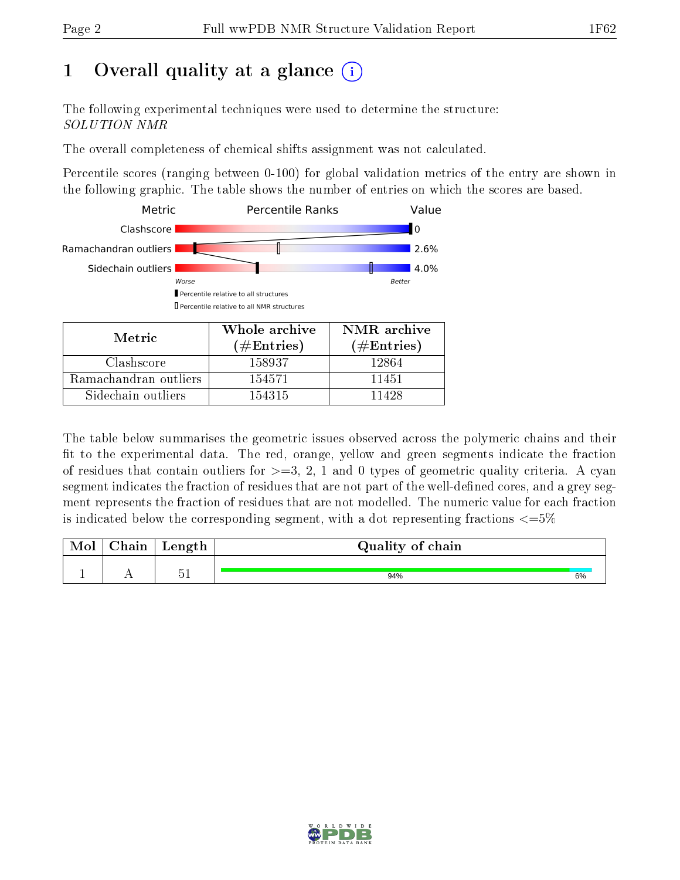# 1 Overall quality at a glance

The following experimental techniques were used to determine the structure:
*SOLUTION NMR*

The overall completeness of chemical shifts assignment was not calculated.

Percentile scores (ranging between 0-100) for global validation metrics of the entry are shown in the following graphic. The table shows the number of entries on which the scores are based.

| Metric | Percentile Ranks | Value |
|---|---|---|
| Clashscore | | 0 |
| Ramachandran outliers | | 2.6% |
| Sidechain outliers | | 4.0% |

Worse — Better

Percentile relative to all structures

Percentile relative to all NMR structures

| Metric | Whole archive (#Entries) | NMR archive (#Entries) |
|---|---|---|
| Clashscore | 158937 | 12864 |
| Ramachandran outliers | 154571 | 11451 |
| Sidechain outliers | 154315 | 11428 |

The table below summarises the geometric issues observed across the polymeric chains and their fit to the experimental data. The red, orange, yellow and green segments indicate the fraction of residues that contain outliers for >=3, 2, 1 and 0 types of geometric quality criteria. A cyan segment indicates the fraction of residues that are not part of the well-defined cores, and a grey segment represents the fraction of residues that are not modelled. The numeric value for each fraction is indicated below the corresponding segment, with a dot representing fractions <=5%

| Mol | Chain | Length | Quality of chain |
|---|---|---|---|
| 1 | A | 51 | 94% / 6% |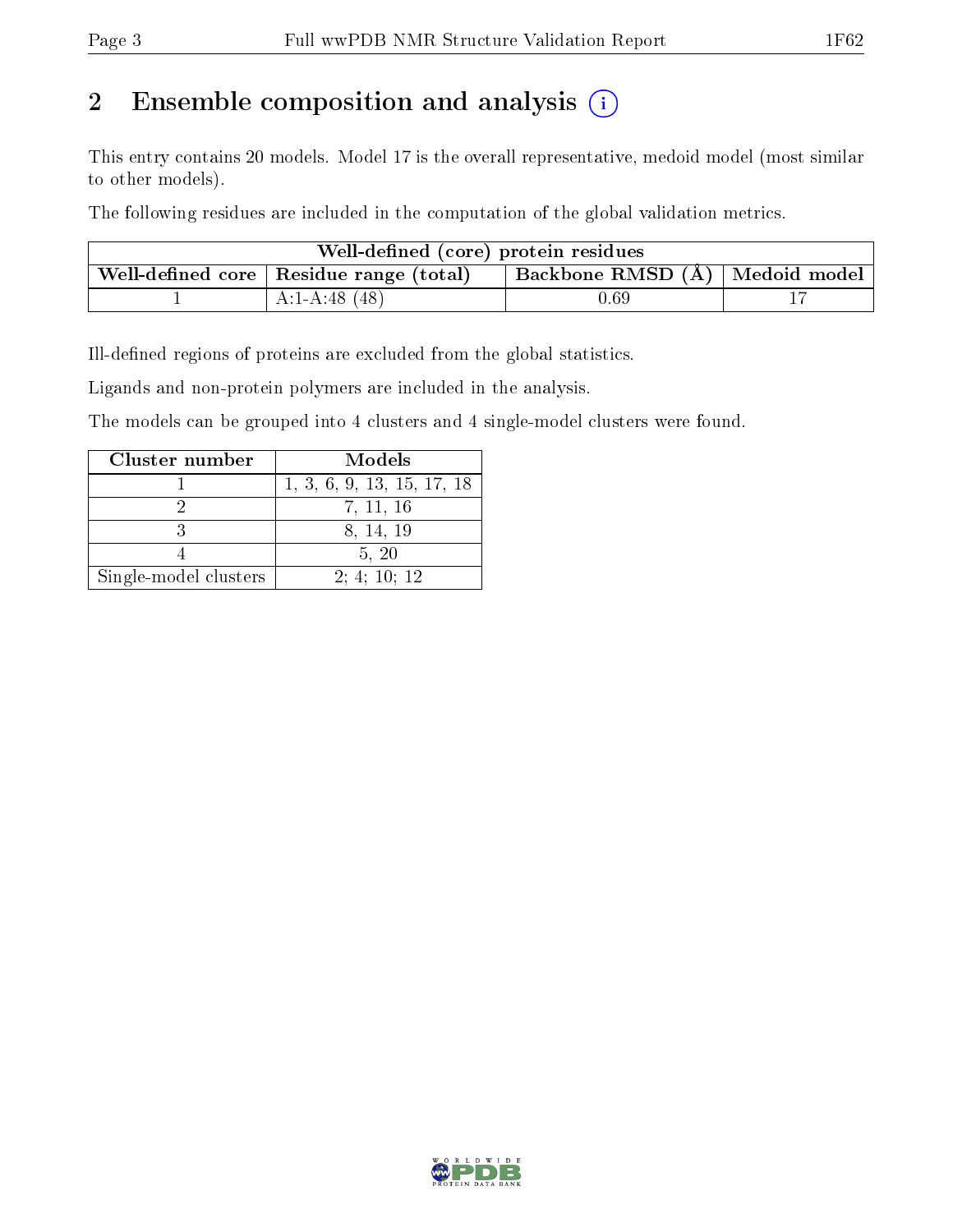## 2 Ensemble composition and analysis (i)

This entry contains 20 models. Model 17 is the overall representative, medoid model (most similar to other models).

The following residues are included in the computation of the global validation metrics.

| Well-defined (core) protein residues | | | |
|---|---|---|---|
| Well-defined core | Residue range (total) | Backbone RMSD (Å) | Medoid model |
| 1 | A:1-A:48 (48) | 0.69 | 17 |

Ill-defined regions of proteins are excluded from the global statistics.

Ligands and non-protein polymers are included in the analysis.

The models can be grouped into 4 clusters and 4 single-model clusters were found.

| Cluster number | Models |
|---|---|
| 1 | 1, 3, 6, 9, 13, 15, 17, 18 |
| 2 | 7, 11, 16 |
| 3 | 8, 14, 19 |
| 4 | 5, 20 |
| Single-model clusters | 2; 4; 10; 12 |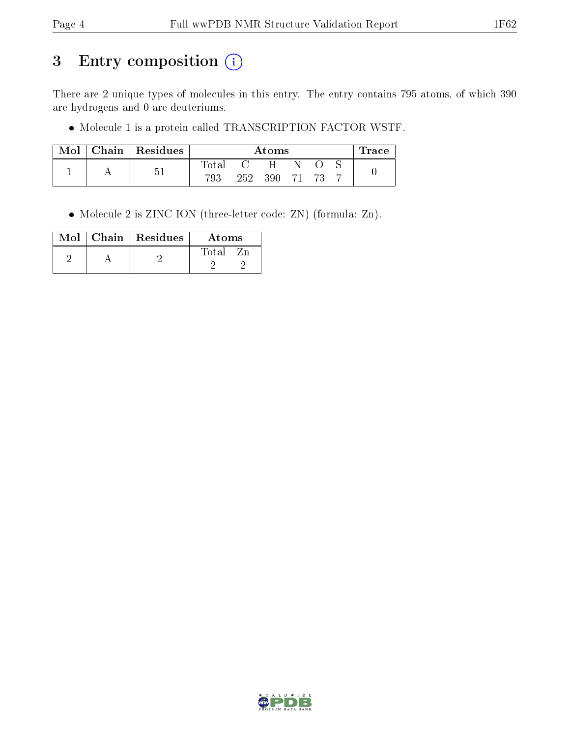# 3 Entry composition (i)

There are 2 unique types of molecules in this entry. The entry contains 795 atoms, of which 390 are hydrogens and 0 are deuteriums.

- Molecule 1 is a protein called TRANSCRIPTION FACTOR WSTF.

| Mol | Chain | Residues | Atoms | | | | | | Trace |
|---|---|---|---|---|---|---|---|---|---|
| | | | Total | C | H | N | O | S | |
| 1 | A | 51 | 793 | 252 | 390 | 71 | 73 | 7 | 0 |

- Molecule 2 is ZINC ION (three-letter code: ZN) (formula: Zn).

| Mol | Chain | Residues | Atoms | |
|---|---|---|---|---|
| | | | Total | Zn |
| 2 | A | 2 | 2 | 2 |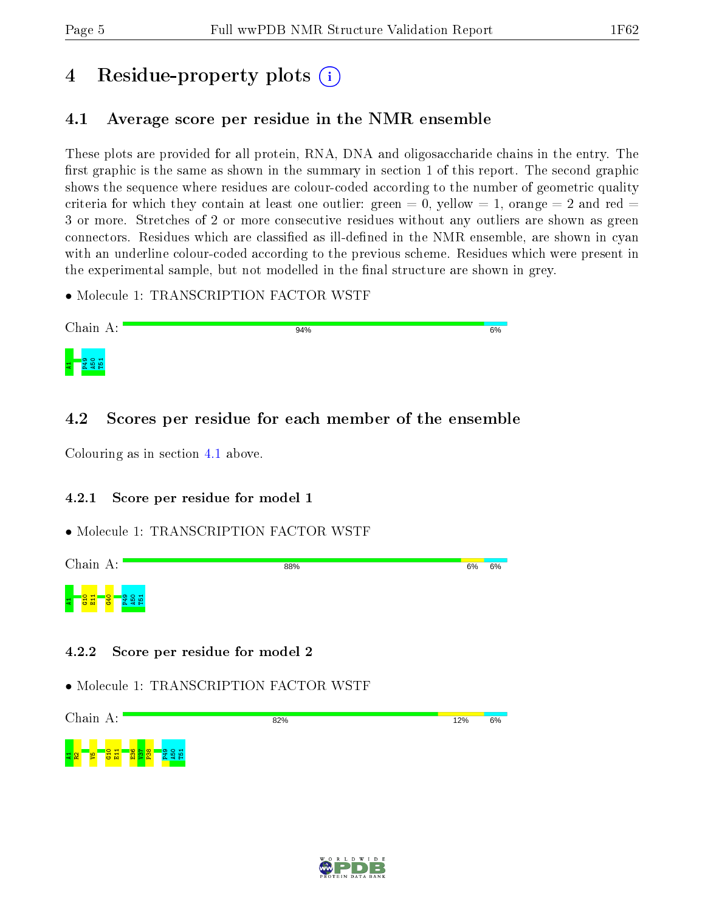# 4 Residue-property plots

## 4.1 Average score per residue in the NMR ensemble

These plots are provided for all protein, RNA, DNA and oligosaccharide chains in the entry. The first graphic is the same as shown in the summary in section 1 of this report. The second graphic shows the sequence where residues are colour-coded according to the number of geometric quality criteria for which they contain at least one outlier: green = 0, yellow = 1, orange = 2 and red = 3 or more. Stretches of 2 or more consecutive residues without any outliers are shown as green connectors. Residues which are classified as ill-defined in the NMR ensemble, are shown in cyan with an underline colour-coded according to the previous scheme. Residues which were present in the experimental sample, but not modelled in the final structure are shown in grey.

- Molecule 1: TRANSCRIPTION FACTOR WSTF

Chain A: 94% 6%

A1 P49 A50 T51

## 4.2 Scores per residue for each member of the ensemble

Colouring as in section 4.1 above.

### 4.2.1 Score per residue for model 1

- Molecule 1: TRANSCRIPTION FACTOR WSTF

Chain A: 88% 6% 6%

A1 G10 E11 G40 P49 A50 T51

### 4.2.2 Score per residue for model 2

- Molecule 1: TRANSCRIPTION FACTOR WSTF

Chain A: 82% 12% 6%

A1 R2 V5 G10 E11 E36 V37 P38 P49 A50 T51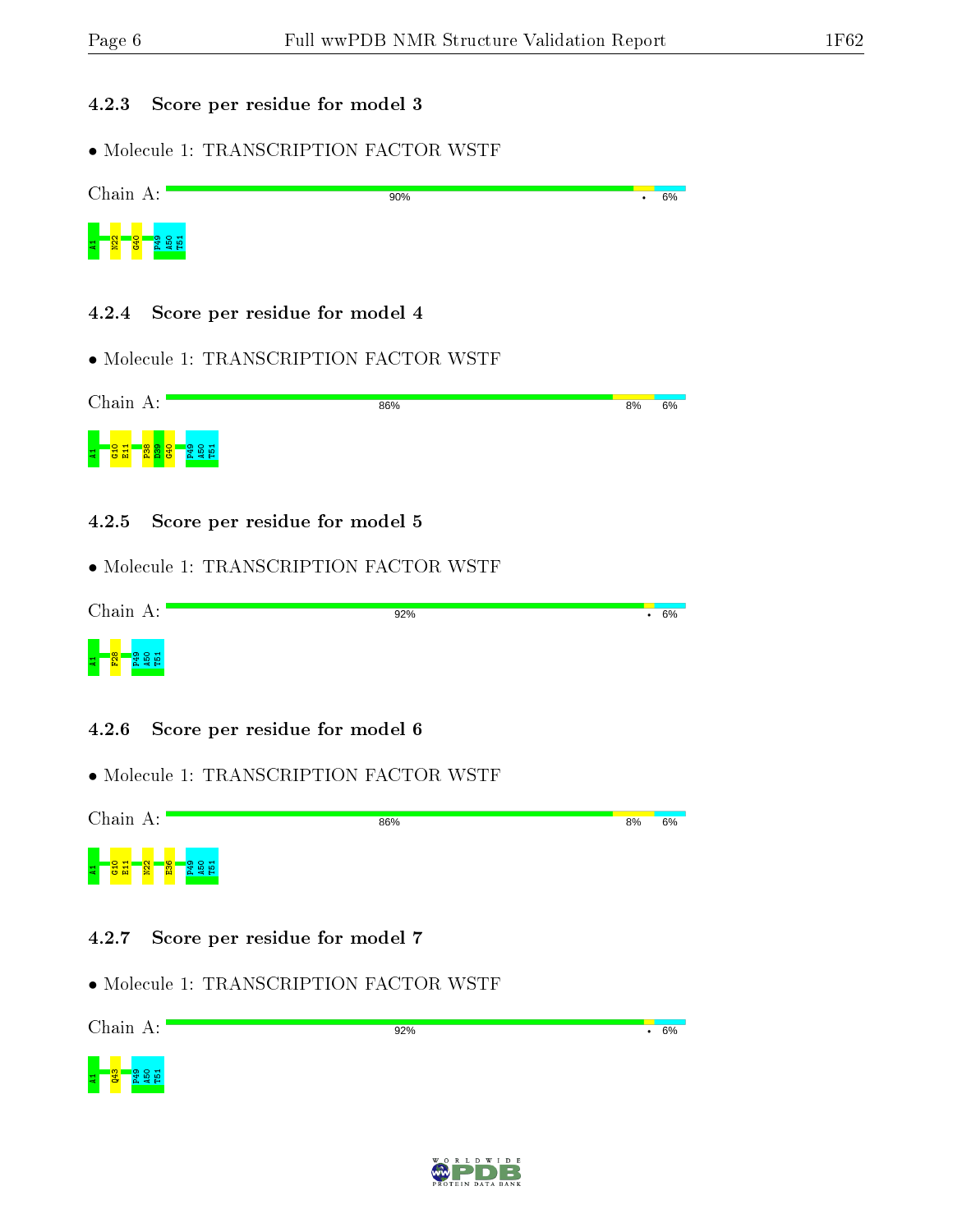### 4.2.3 Score per residue for model 3

- Molecule 1: TRANSCRIPTION FACTOR WSTF

Chain A: 90% • 6%

A1 N22 G40 P49 A50 T51

### 4.2.4 Score per residue for model 4

- Molecule 1: TRANSCRIPTION FACTOR WSTF

Chain A: 86% 8% 6%

A1 G10 E11 P38 D39 G40 P49 A50 T51

### 4.2.5 Score per residue for model 5

- Molecule 1: TRANSCRIPTION FACTOR WSTF

Chain A: 92% • 6%

A1 F28 P49 A50 T51

### 4.2.6 Score per residue for model 6

- Molecule 1: TRANSCRIPTION FACTOR WSTF

Chain A: 86% 8% 6%

A1 G10 E11 N22 E36 P49 A50 T51

### 4.2.7 Score per residue for model 7

- Molecule 1: TRANSCRIPTION FACTOR WSTF

Chain A: 92% • 6%

A1 Q43 P49 A50 T51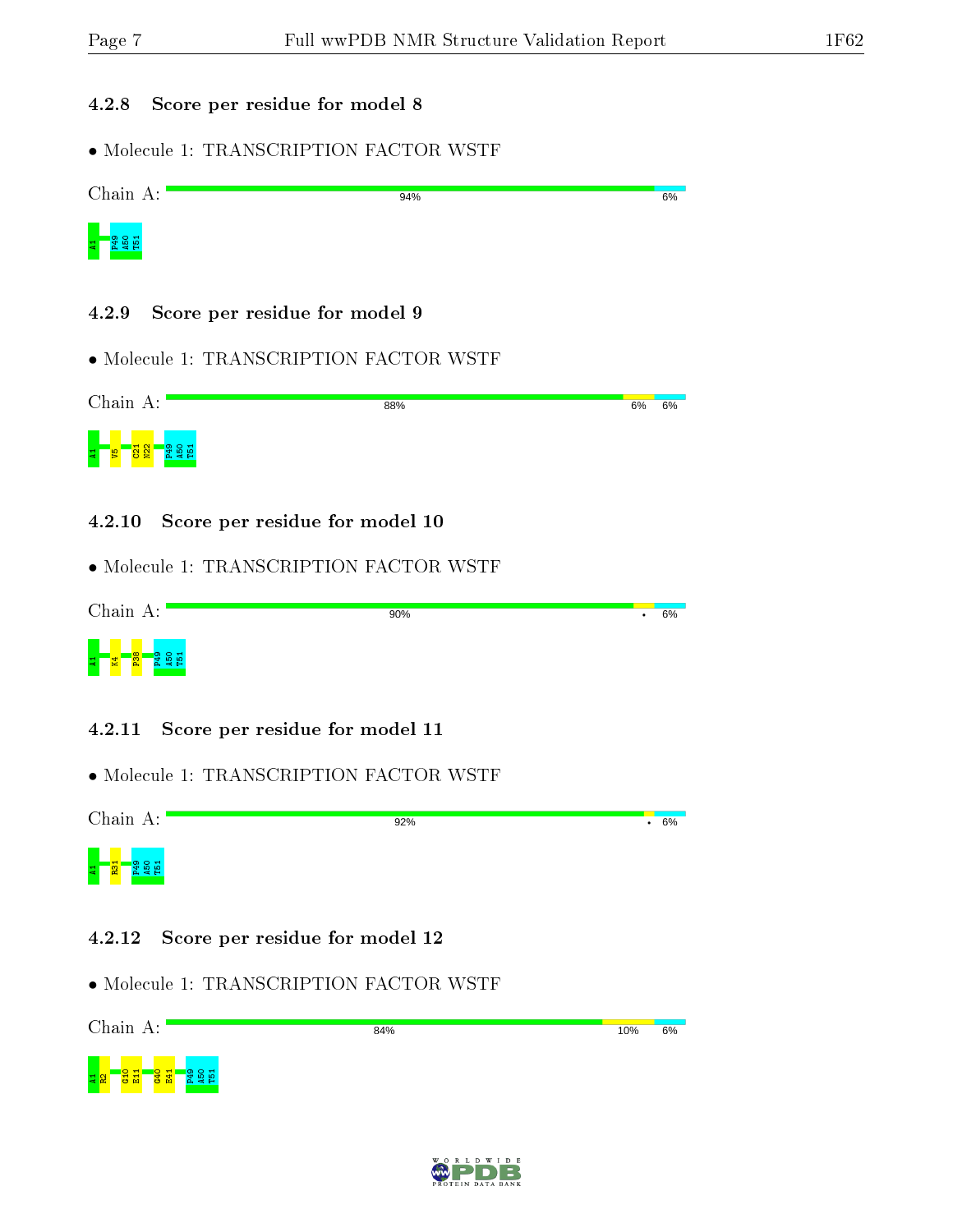### 4.2.8 Score per residue for model 8

- Molecule 1: TRANSCRIPTION FACTOR WSTF

Chain A: 94% 6%

A1 P49 A50 T51

### 4.2.9 Score per residue for model 9

- Molecule 1: TRANSCRIPTION FACTOR WSTF

Chain A: 88% 6% 6%

A1 V5 C21 N22 P49 A50 T51

### 4.2.10 Score per residue for model 10

- Molecule 1: TRANSCRIPTION FACTOR WSTF

Chain A: 90% • 6%

A1 K4 P38 P49 A50 T51

### 4.2.11 Score per residue for model 11

- Molecule 1: TRANSCRIPTION FACTOR WSTF

Chain A: 92% • 6%

A1 R31 P49 A50 T51

### 4.2.12 Score per residue for model 12

- Molecule 1: TRANSCRIPTION FACTOR WSTF

Chain A: 84% 10% 6%

A1 R2 G10 E11 G40 E41 P49 A50 T51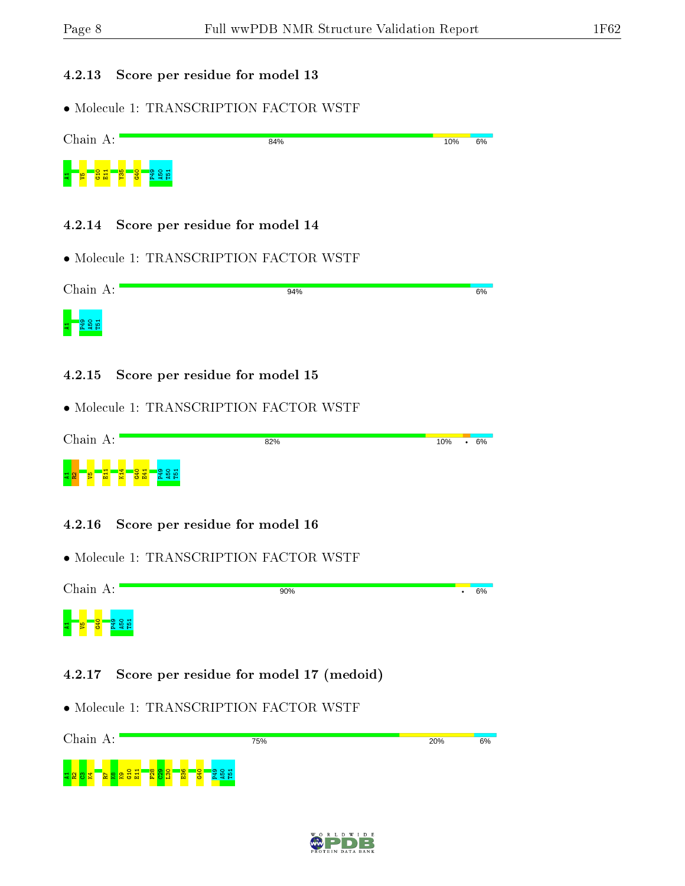### 4.2.13 Score per residue for model 13

- Molecule 1: TRANSCRIPTION FACTOR WSTF

Chain A: 84% | 10% | 6%

A1 V5 G10 E11 Y35 G40 P49 A50 T51

### 4.2.14 Score per residue for model 14

- Molecule 1: TRANSCRIPTION FACTOR WSTF

Chain A: 94% | 6%

A1 P49 A50 T51

### 4.2.15 Score per residue for model 15

- Molecule 1: TRANSCRIPTION FACTOR WSTF

Chain A: 82% | 10% | • | 6%

A1 R2 V5 E11 K14 G40 E41 P49 A50 T51

### 4.2.16 Score per residue for model 16

- Molecule 1: TRANSCRIPTION FACTOR WSTF

Chain A: 90% | • | 6%

A1 V5 G40 P49 A50 T51

### 4.2.17 Score per residue for model 17 (medoid)

- Molecule 1: TRANSCRIPTION FACTOR WSTF

Chain A: 75% | 20% | 6%

A1 R2 C3 K4 R7 K8 K9 G10 E11 F28 C29 L30 E36 G40 P49 A50 T51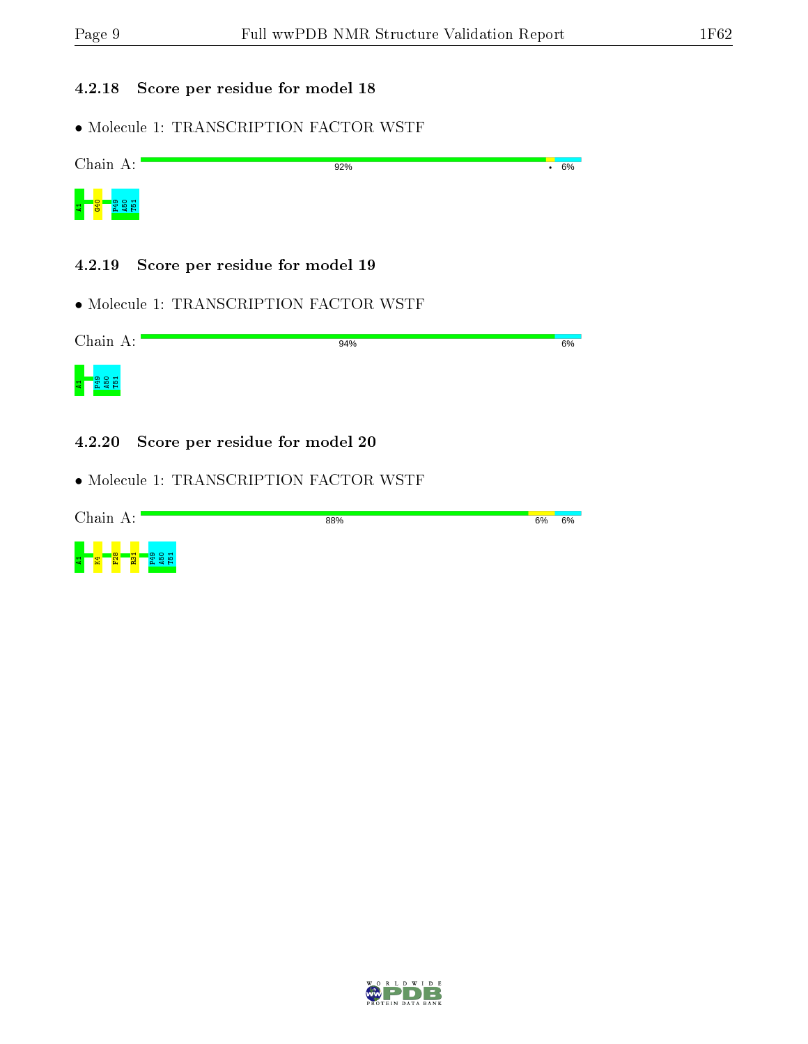### 4.2.18 Score per residue for model 18

- Molecule 1: TRANSCRIPTION FACTOR WSTF

Chain A: 92% • 6%

A1 G40 P49 A50 T51

### 4.2.19 Score per residue for model 19

- Molecule 1: TRANSCRIPTION FACTOR WSTF

Chain A: 94% 6%

A1 P49 A50 T51

### 4.2.20 Score per residue for model 20

- Molecule 1: TRANSCRIPTION FACTOR WSTF

Chain A: 88% 6% 6%

A1 K4 F28 R31 P49 A50 T51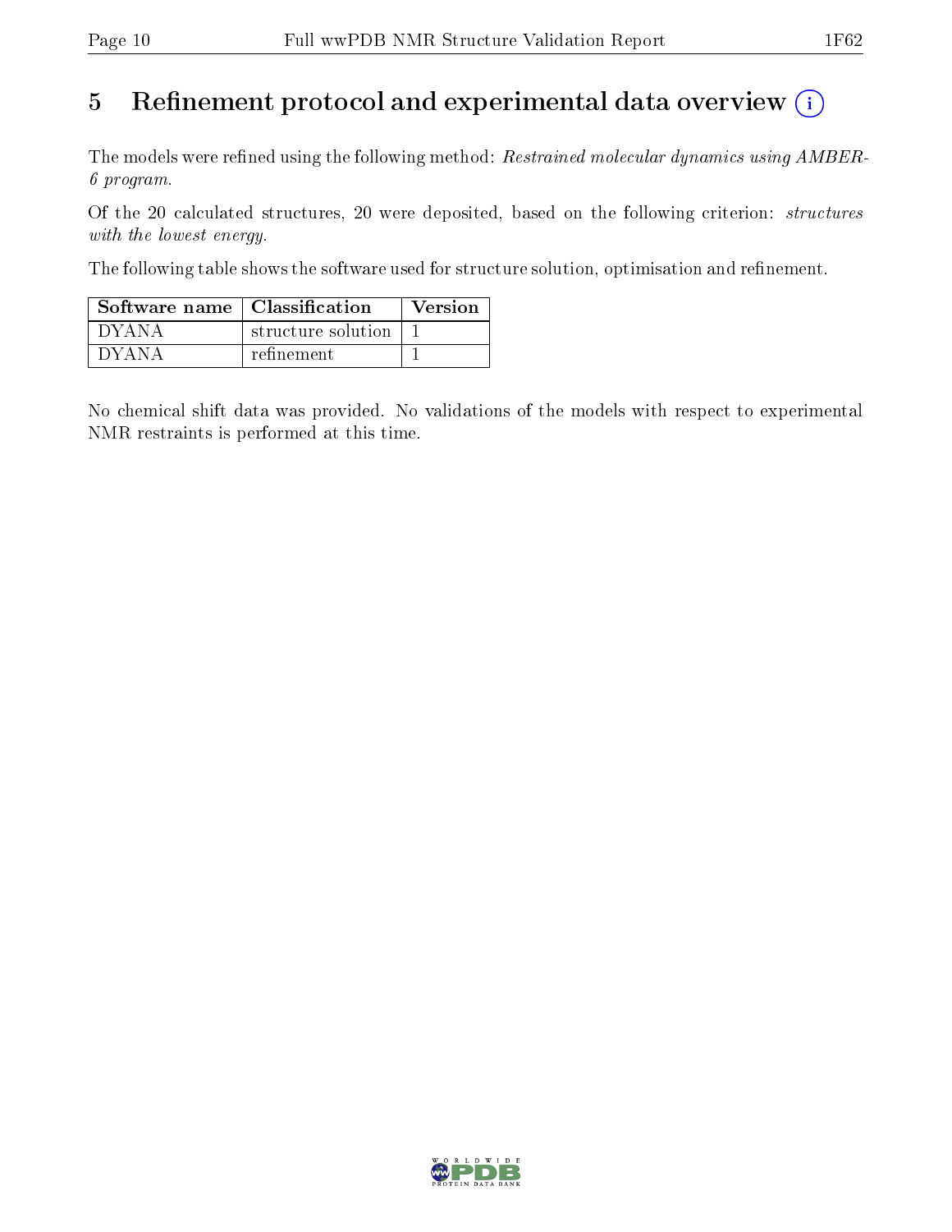# 5 Refinement protocol and experimental data overview

The models were refined using the following method: *Restrained molecular dynamics using AMBER-6 program*.

Of the 20 calculated structures, 20 were deposited, based on the following criterion: *structures with the lowest energy*.

The following table shows the software used for structure solution, optimisation and refinement.

| Software name | Classification | Version |
|---|---|---|
| DYANA | structure solution | 1 |
| DYANA | refinement | 1 |

No chemical shift data was provided. No validations of the models with respect to experimental NMR restraints is performed at this time.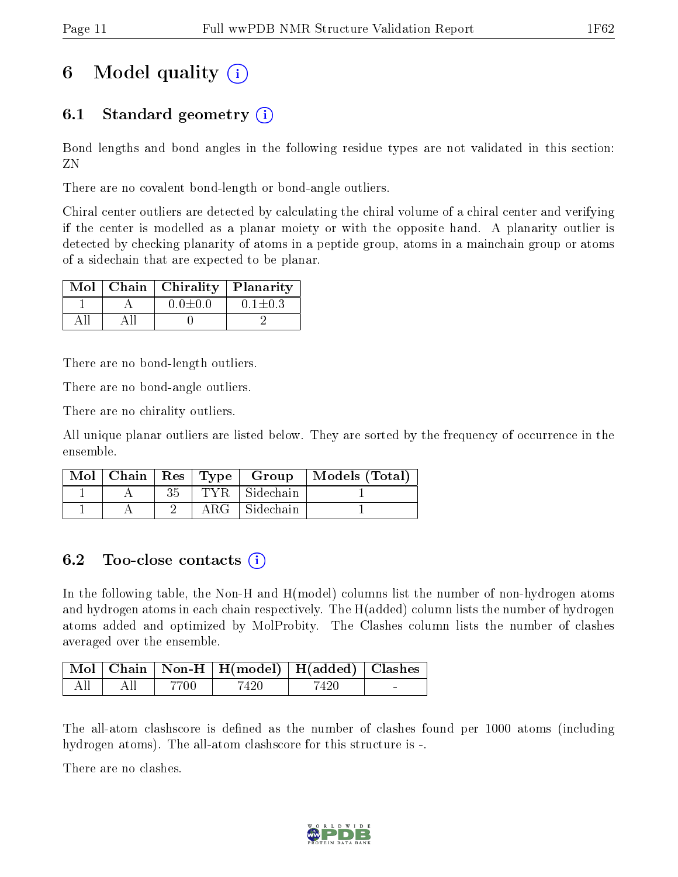# 6 Model quality (i)

## 6.1 Standard geometry (i)

Bond lengths and bond angles in the following residue types are not validated in this section: ZN

There are no covalent bond-length or bond-angle outliers.

Chiral center outliers are detected by calculating the chiral volume of a chiral center and verifying if the center is modelled as a planar moiety or with the opposite hand. A planarity outlier is detected by checking planarity of atoms in a peptide group, atoms in a mainchain group or atoms of a sidechain that are expected to be planar.

| Mol | Chain | Chirality | Planarity |
|---|---|---|---|
| 1 | A | 0.0±0.0 | 0.1±0.3 |
| All | All | 0 | 2 |

There are no bond-length outliers.

There are no bond-angle outliers.

There are no chirality outliers.

All unique planar outliers are listed below. They are sorted by the frequency of occurrence in the ensemble.

| Mol | Chain | Res | Type | Group | Models (Total) |
|---|---|---|---|---|---|
| 1 | A | 35 | TYR | Sidechain | 1 |
| 1 | A | 2 | ARG | Sidechain | 1 |

## 6.2 Too-close contacts (i)

In the following table, the Non-H and H(model) columns list the number of non-hydrogen atoms and hydrogen atoms in each chain respectively. The H(added) column lists the number of hydrogen atoms added and optimized by MolProbity. The Clashes column lists the number of clashes averaged over the ensemble.

| Mol | Chain | Non-H | H(model) | H(added) | Clashes |
|---|---|---|---|---|---|
| All | All | 7700 | 7420 | 7420 | - |

The all-atom clashscore is defined as the number of clashes found per 1000 atoms (including hydrogen atoms). The all-atom clashscore for this structure is -.

There are no clashes.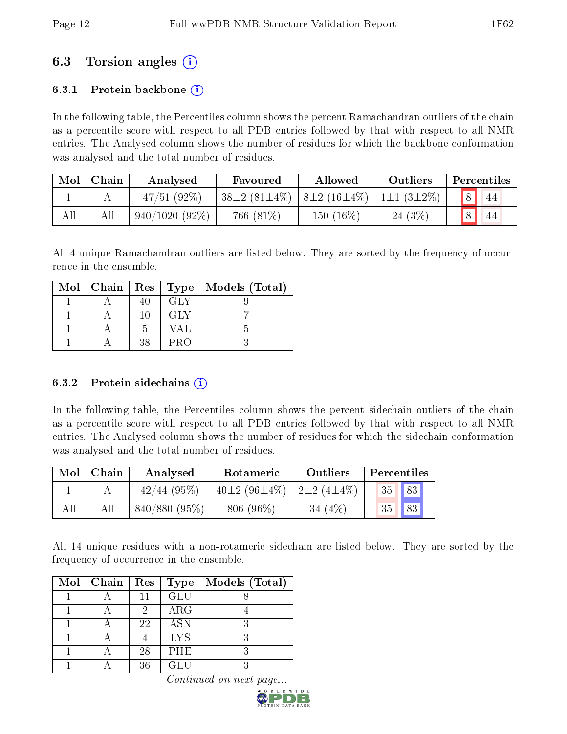## 6.3 Torsion angles (i)

### 6.3.1 Protein backbone (i)

In the following table, the Percentiles column shows the percent Ramachandran outliers of the chain as a percentile score with respect to all PDB entries followed by that with respect to all NMR entries. The Analysed column shows the number of residues for which the backbone conformation was analysed and the total number of residues.

| Mol | Chain | Analysed | Favoured | Allowed | Outliers | Percentiles | |
|---|---|---|---|---|---|---|---|
| 1 | A | 47/51 (92%) | 38±2 (81±4%) | 8±2 (16±4%) | 1±1 (3±2%) | 8 | 44 |
| All | All | 940/1020 (92%) | 766 (81%) | 150 (16%) | 24 (3%) | 8 | 44 |

All 4 unique Ramachandran outliers are listed below. They are sorted by the frequency of occurrence in the ensemble.

| Mol | Chain | Res | Type | Models (Total) |
|---|---|---|---|---|
| 1 | A | 40 | GLY | 9 |
| 1 | A | 10 | GLY | 7 |
| 1 | A | 5 | VAL | 5 |
| 1 | A | 38 | PRO | 3 |

### 6.3.2 Protein sidechains (i)

In the following table, the Percentiles column shows the percent sidechain outliers of the chain as a percentile score with respect to all PDB entries followed by that with respect to all NMR entries. The Analysed column shows the number of residues for which the sidechain conformation was analysed and the total number of residues.

| Mol | Chain | Analysed | Rotameric | Outliers | Percentiles | |
|---|---|---|---|---|---|---|
| 1 | A | 42/44 (95%) | 40±2 (96±4%) | 2±2 (4±4%) | 35 | 83 |
| All | All | 840/880 (95%) | 806 (96%) | 34 (4%) | 35 | 83 |

All 14 unique residues with a non-rotameric sidechain are listed below. They are sorted by the frequency of occurrence in the ensemble.

| Mol | Chain | Res | Type | Models (Total) |
|---|---|---|---|---|
| 1 | A | 11 | GLU | 8 |
| 1 | A | 2 | ARG | 4 |
| 1 | A | 22 | ASN | 3 |
| 1 | A | 4 | LYS | 3 |
| 1 | A | 28 | PHE | 3 |
| 1 | A | 36 | GLU | 3 |

*Continued on next page...*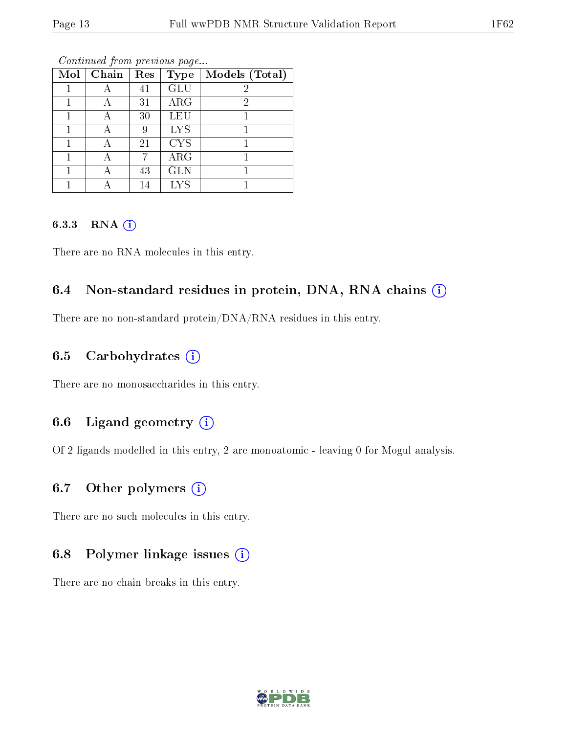*Continued from previous page...*

| Mol | Chain | Res | Type | Models (Total) |
|---|---|---|---|---|
| 1 | A | 41 | GLU | 2 |
| 1 | A | 31 | ARG | 2 |
| 1 | A | 30 | LEU | 1 |
| 1 | A | 9 | LYS | 1 |
| 1 | A | 21 | CYS | 1 |
| 1 | A | 7 | ARG | 1 |
| 1 | A | 43 | GLN | 1 |
| 1 | A | 14 | LYS | 1 |

#### 6.3.3 RNA

There are no RNA molecules in this entry.

### 6.4 Non-standard residues in protein, DNA, RNA chains

There are no non-standard protein/DNA/RNA residues in this entry.

### 6.5 Carbohydrates

There are no monosaccharides in this entry.

### 6.6 Ligand geometry

Of 2 ligands modelled in this entry, 2 are monoatomic - leaving 0 for Mogul analysis.

### 6.7 Other polymers

There are no such molecules in this entry.

### 6.8 Polymer linkage issues

There are no chain breaks in this entry.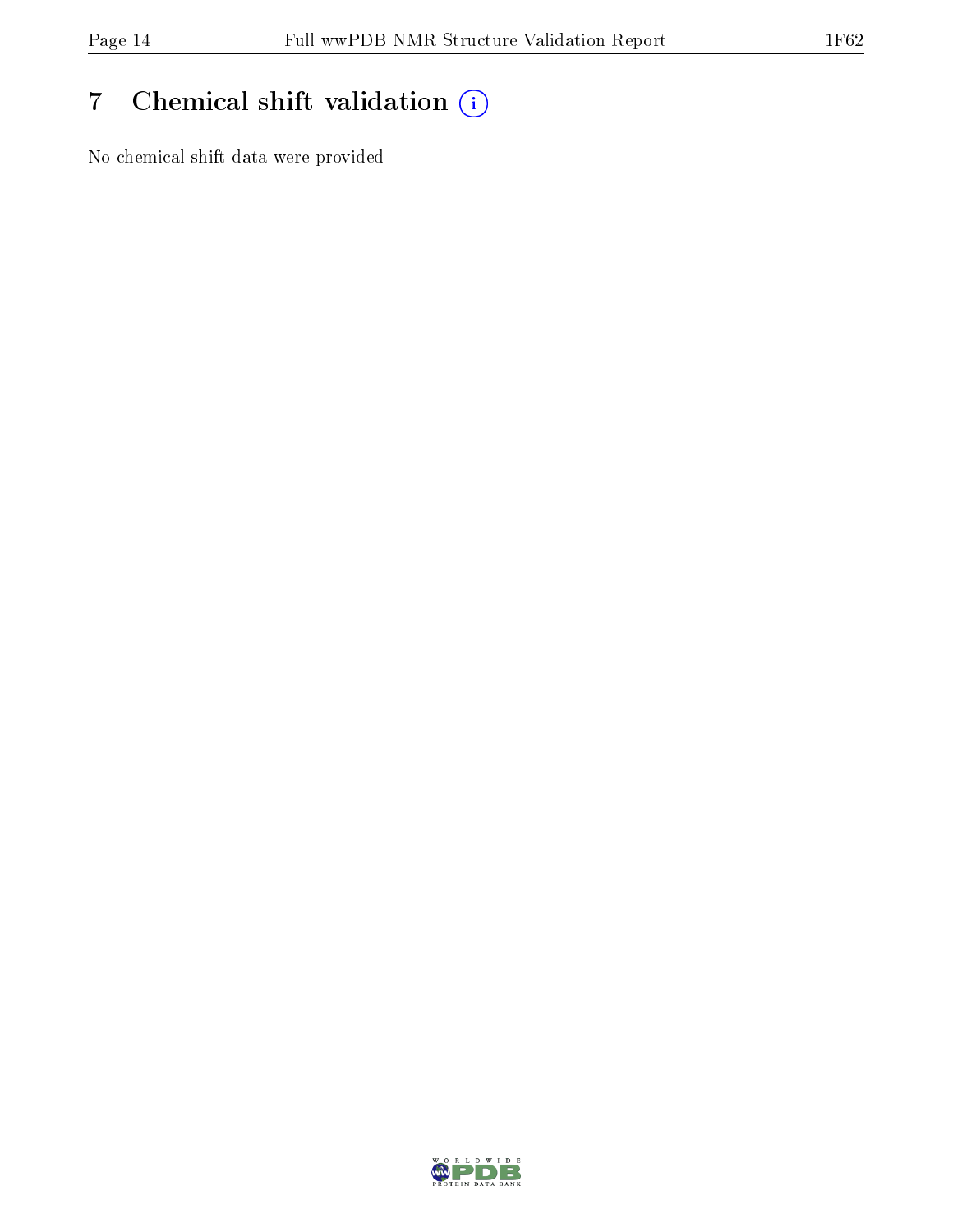# 7 Chemical shift validation

No chemical shift data were provided